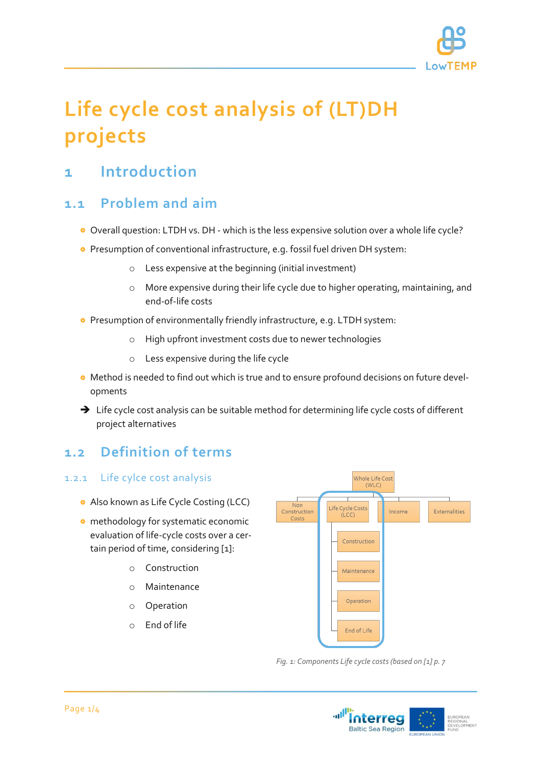# Life cycle cost analysis of (LT)DH projects

## 1 Introduction

### 1.1 Problem and aim

- Overall question: LTDH vs. DH - which is the less expensive solution over a whole life cycle?
- Presumption of conventional infrastructure, e.g. fossil fuel driven DH system:
  - Less expensive at the beginning (initial investment)
  - More expensive during their life cycle due to higher operating, maintaining, and end-of-life costs
- Presumption of environmentally friendly infrastructure, e.g. LTDH system:
  - High upfront investment costs due to newer technologies
  - Less expensive during the life cycle
- Method is needed to find out which is true and to ensure profound decisions on future developments

➔ Life cycle cost analysis can be suitable method for determining life cycle costs of different project alternatives

### 1.2 Definition of terms

#### 1.2.1 Life cylce cost analysis

- Also known as Life Cycle Costing (LCC)
- methodology for systematic economic evaluation of life-cycle costs over a certain period of time, considering [1]:
  - Construction
  - Maintenance
  - Operation
  - End of life

Whole Life Cost (WLC)

- Non Construction Costs
- Life Cycle Costs (LCC)
  - Construction
  - Maintenance
  - Operation
  - End of Life
- Income
- Externalities

*Fig. 1: Components Life cycle costs (based on [1] p. 7*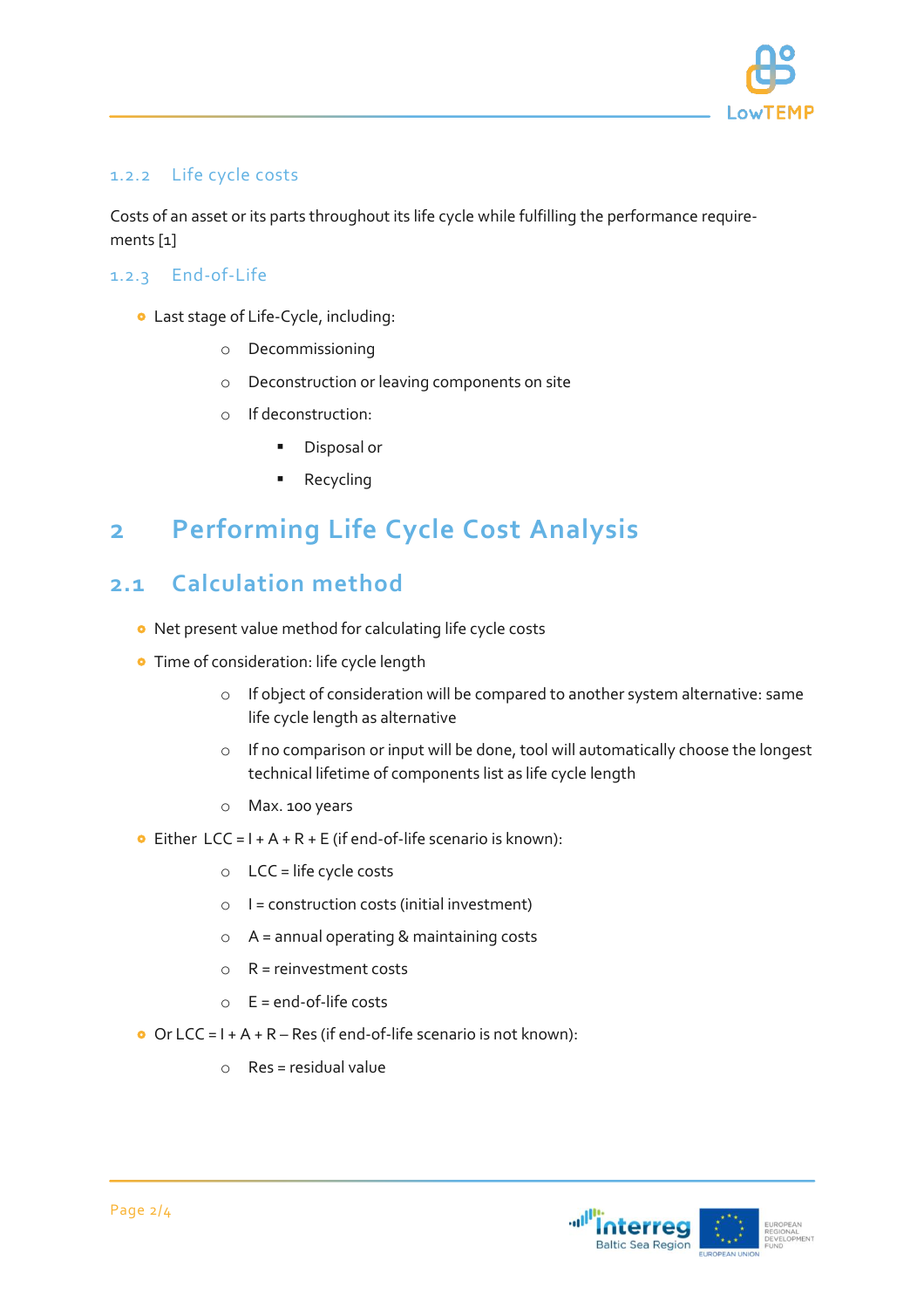### 1.2.2 Life cycle costs

Costs of an asset or its parts throughout its life cycle while fulfilling the performance requirements [1]

### 1.2.3 End-of-Life

- Last stage of Life-Cycle, including:
  - Decommissioning
  - Deconstruction or leaving components on site
  - If deconstruction:
    - Disposal or
    - Recycling

# 2 Performing Life Cycle Cost Analysis

## 2.1 Calculation method

- Net present value method for calculating life cycle costs
- Time of consideration: life cycle length
  - If object of consideration will be compared to another system alternative: same life cycle length as alternative
  - If no comparison or input will be done, tool will automatically choose the longest technical lifetime of components list as life cycle length
  - Max. 100 years
- Either $LCC = I + A + R + E$ (if end-of-life scenario is known):
  - LCC = life cycle costs
  - I = construction costs (initial investment)
  - A = annual operating & maintaining costs
  - R = reinvestment costs
  - E = end-of-life costs
- Or $LCC = I + A + R – Res$ (if end-of-life scenario is not known):
  - Res = residual value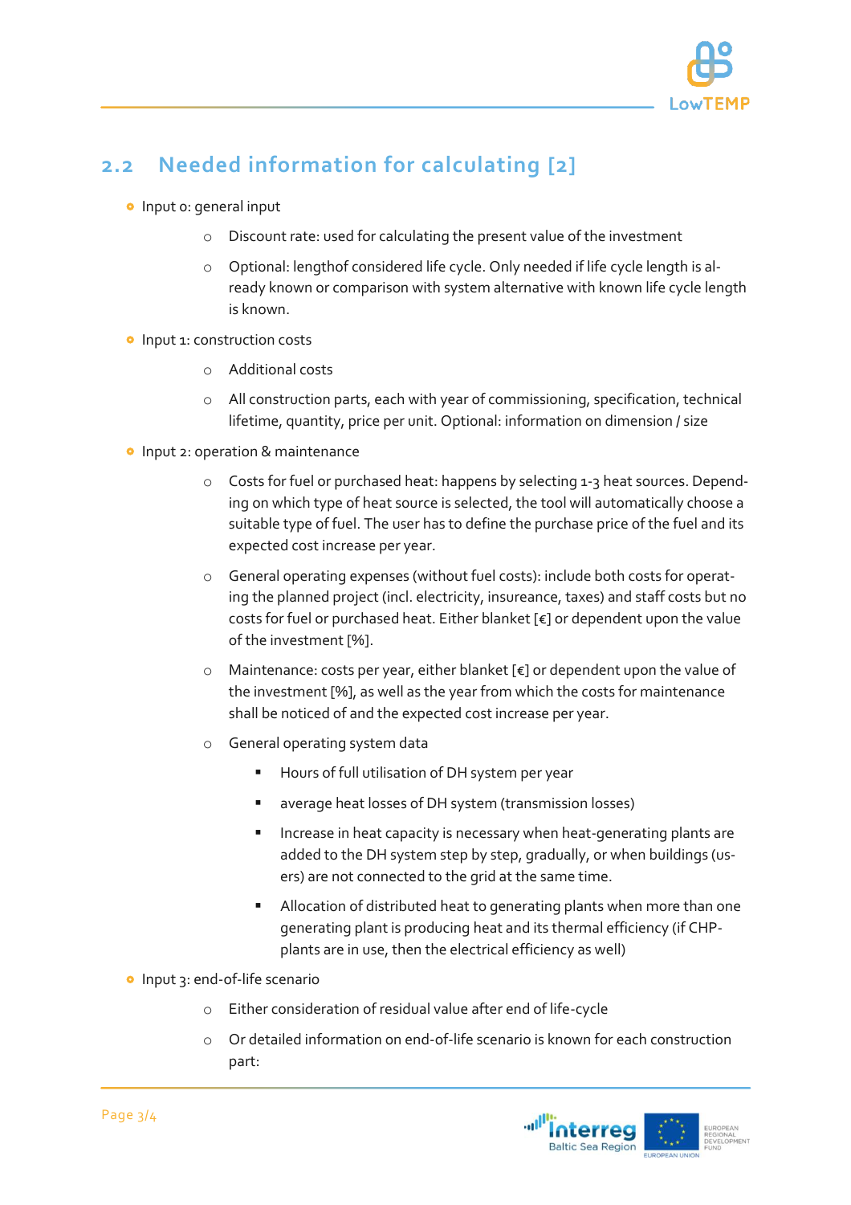## 2.2 Needed information for calculating [2]

- Input 0: general input
  - Discount rate: used for calculating the present value of the investment
  - Optional: lengthof considered life cycle. Only needed if life cycle length is already known or comparison with system alternative with known life cycle length is known.
- Input 1: construction costs
  - Additional costs
  - All construction parts, each with year of commissioning, specification, technical lifetime, quantity, price per unit. Optional: information on dimension / size
- Input 2: operation & maintenance
  - Costs for fuel or purchased heat: happens by selecting 1-3 heat sources. Depending on which type of heat source is selected, the tool will automatically choose a suitable type of fuel. The user has to define the purchase price of the fuel and its expected cost increase per year.
  - General operating expenses (without fuel costs): include both costs for operating the planned project (incl. electricity, insureance, taxes) and staff costs but no costs for fuel or purchased heat. Either blanket [€] or dependent upon the value of the investment [%].
  - Maintenance: costs per year, either blanket [€] or dependent upon the value of the investment [%], as well as the year from which the costs for maintenance shall be noticed of and the expected cost increase per year.
  - General operating system data
    - Hours of full utilisation of DH system per year
    - average heat losses of DH system (transmission losses)
    - Increase in heat capacity is necessary when heat-generating plants are added to the DH system step by step, gradually, or when buildings (users) are not connected to the grid at the same time.
    - Allocation of distributed heat to generating plants when more than one generating plant is producing heat and its thermal efficiency (if CHP-plants are in use, then the electrical efficiency as well)
- Input 3: end-of-life scenario
  - Either consideration of residual value after end of life-cycle
  - Or detailed information on end-of-life scenario is known for each construction part: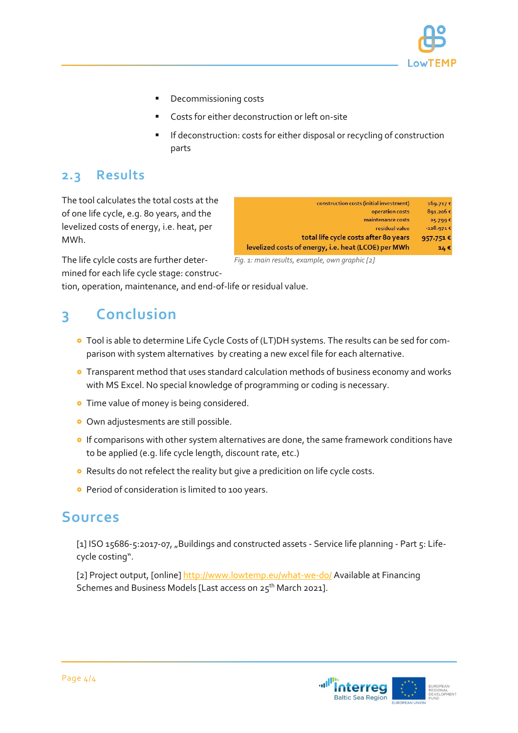- Decommissioning costs
- Costs for either deconstruction or left on-site
- If deconstruction: costs for either disposal or recycling of construction parts

## 2.3 Results

The tool calculates the total costs at the of one life cycle, e.g. 80 years, and the levelized costs of energy, i.e. heat, per MWh.

| | |
|---|---|
| construction costs (initial investment) | 169.717 € |
| operation costs | 891.206 € |
| maintenance costs | 25.799 € |
| residual value | -128.971 € |
| **total life cycle costs after 80 years** | **957.751 €** |
| **levelized costs of energy, i.e. heat (LCOE) per MWh** | **14 €** |

*Fig. 1: main results, example, own graphic [2]*

The life cylcle costs are further determined for each life cycle stage: construction, operation, maintenance, and end-of-life or residual value.

# 3 Conclusion

- Tool is able to determine Life Cycle Costs of (LT)DH systems. The results can be sed for comparison with system alternatives by creating a new excel file for each alternative.
- Transparent method that uses standard calculation methods of business economy and works with MS Excel. No special knowledge of programming or coding is necessary.
- Time value of money is being considered.
- Own adjustesments are still possible.
- If comparisons with other system alternatives are done, the same framework conditions have to be applied (e.g. life cycle length, discount rate, etc.)
- Results do not refelect the reality but give a predicition on life cycle costs.
- Period of consideration is limited to 100 years.

# Sources

[1] ISO 15686-5:2017-07, „Buildings and constructed assets - Service life planning - Part 5: Life-cycle costing".

[2] Project output, [online] http://www.lowtemp.eu/what-we-do/ Available at Financing Schemes and Business Models [Last access on 25th March 2021].